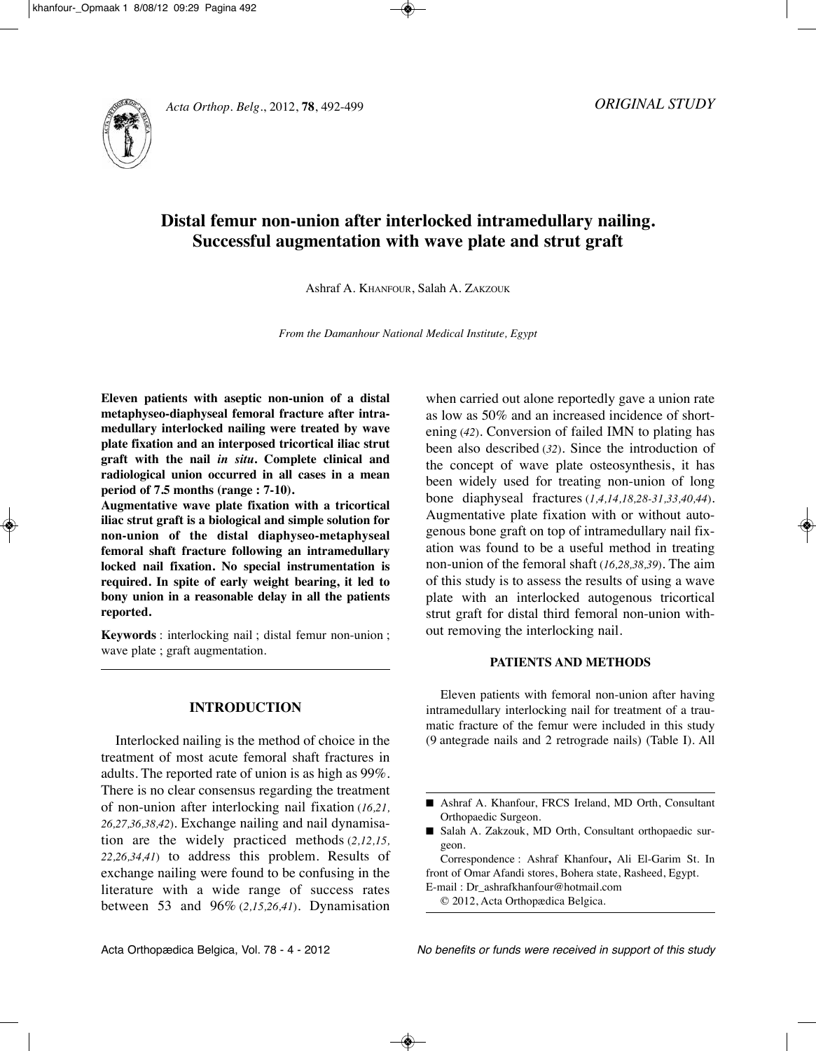*ORIGINAL STUDY*

# Distal femur non-union after interlocked intramedullary nailing. Successful augmentation with wave plate and strut graft

Ashraf A. KHANFOUR, Salah A. ZAKZOUK

*From the Damanhour National Medical Institute, Egypt*

**Eleven patients with aseptic non-union of a distal metaphyseo-diaphyseal femoral fracture after intramedullary interlocked nailing were treated by wave plate fixation and an interposed tricortical iliac strut graft with the nail *in situ*. Complete clinical and radiological union occurred in all cases in a mean period of 7.5 months (range : 7-10).**

**Augmentative wave plate fixation with a tricortical iliac strut graft is a biological and simple solution for non-union of the distal diaphyseo-metaphyseal femoral shaft fracture following an intramedullary locked nail fixation. No special instrumentation is required. In spite of early weight bearing, it led to bony union in a reasonable delay in all the patients reported.**

**Keywords** : interlocking nail ; distal femur non-union ; wave plate ; graft augmentation.

## INTRODUCTION

Interlocked nailing is the method of choice in the treatment of most acute femoral shaft fractures in adults. The reported rate of union is as high as 99%. There is no clear consensus regarding the treatment of non-union after interlocking nail fixation (*16,21, 26,27,36,38,42*). Exchange nailing and nail dynamisation are the widely practiced methods (*2,12,15, 22,26,34,41*) to address this problem. Results of exchange nailing were found to be confusing in the literature with a wide range of success rates between 53 and 96% (*2,15,26,41*). Dynamisation when carried out alone reportedly gave a union rate as low as 50% and an increased incidence of shortening (*42*). Conversion of failed IMN to plating has been also described (*32*). Since the introduction of the concept of wave plate osteosynthesis, it has been widely used for treating non-union of long bone diaphyseal fractures (*1,4,14,18,28-31,33,40,44*). Augmentative plate fixation with or without autogenous bone graft on top of intramedullary nail fixation was found to be a useful method in treating non-union of the femoral shaft (*16,28,38,39*). The aim of this study is to assess the results of using a wave plate with an interlocked autogenous tricortical strut graft for distal third femoral non-union without removing the interlocking nail.

## PATIENTS AND METHODS

Eleven patients with femoral non-union after having intramedullary interlocking nail for treatment of a traumatic fracture of the femur were included in this study (9 antegrade nails and 2 retrograde nails) (Table I). All

- Ashraf A. Khanfour, FRCS Ireland, MD Orth, Consultant Orthopaedic Surgeon.
- Salah A. Zakzouk, MD Orth, Consultant orthopaedic surgeon.

Correspondence : Ashraf Khanfour**,** Ali El-Garim St. In front of Omar Afandi stores, Bohera state, Rasheed, Egypt. E-mail : Dr_ashrafkhanfour@hotmail.com

© 2012, Acta Orthopædica Belgica.

*No benefits or funds were received in support of this study*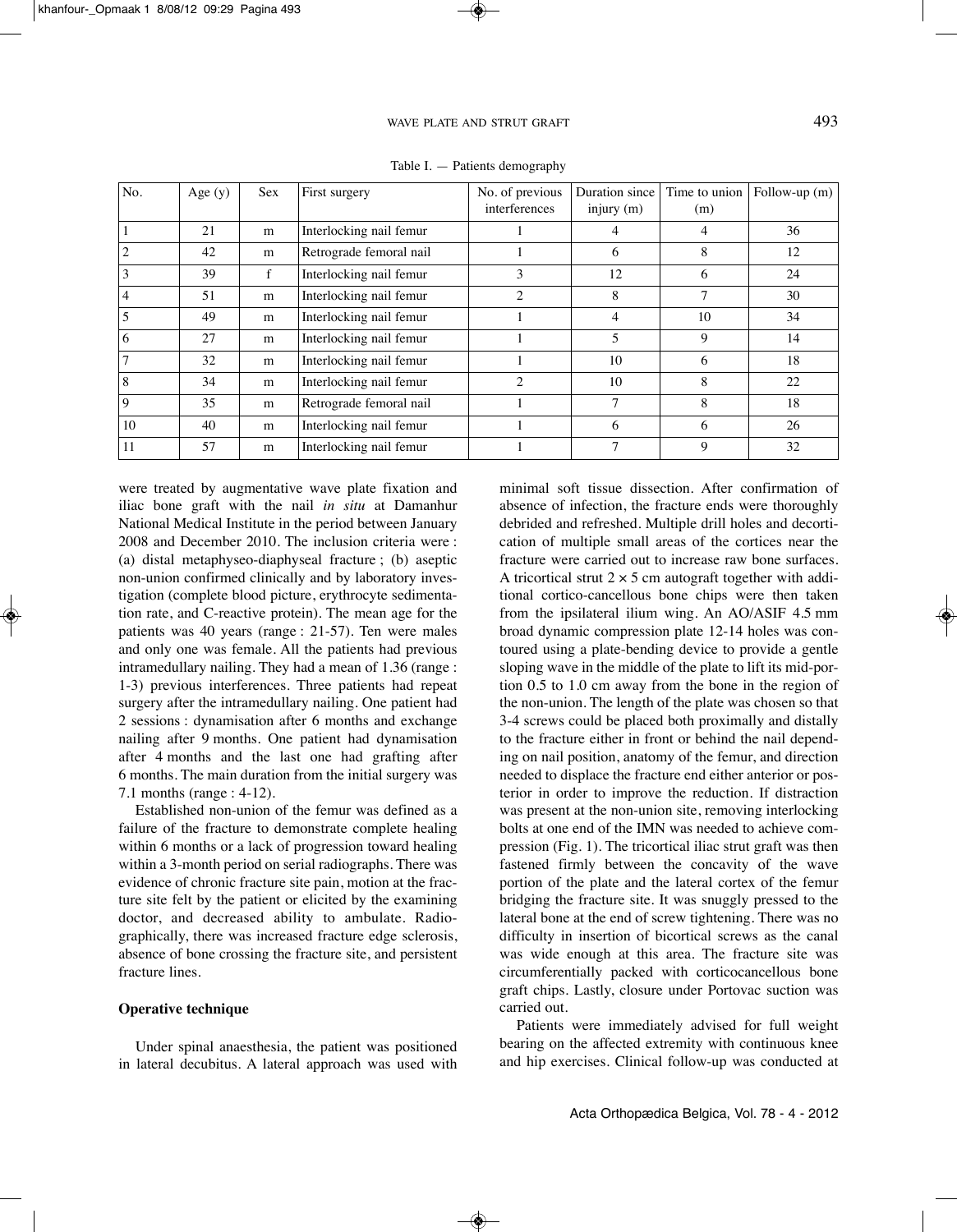Table I. — Patients demography

| No. | Age (y) | Sex | First surgery | No. of previous interferences | Duration since injury (m) | Time to union (m) | Follow-up (m) |
|---|---|---|---|---|---|---|---|
| 1 | 21 | m | Interlocking nail femur | 1 | 4 | 4 | 36 |
| 2 | 42 | m | Retrograde femoral nail | 1 | 6 | 8 | 12 |
| 3 | 39 | f | Interlocking nail femur | 3 | 12 | 6 | 24 |
| 4 | 51 | m | Interlocking nail femur | 2 | 8 | 7 | 30 |
| 5 | 49 | m | Interlocking nail femur | 1 | 4 | 10 | 34 |
| 6 | 27 | m | Interlocking nail femur | 1 | 5 | 9 | 14 |
| 7 | 32 | m | Interlocking nail femur | 1 | 10 | 6 | 18 |
| 8 | 34 | m | Interlocking nail femur | 2 | 10 | 8 | 22 |
| 9 | 35 | m | Retrograde femoral nail | 1 | 7 | 8 | 18 |
| 10 | 40 | m | Interlocking nail femur | 1 | 6 | 6 | 26 |
| 11 | 57 | m | Interlocking nail femur | 1 | 7 | 9 | 32 |

were treated by augmentative wave plate fixation and iliac bone graft with the nail *in situ* at Damanhur National Medical Institute in the period between January 2008 and December 2010. The inclusion criteria were : (a) distal metaphyseo-diaphyseal fracture ; (b) aseptic non-union confirmed clinically and by laboratory investigation (complete blood picture, erythrocyte sedimentation rate, and C-reactive protein). The mean age for the patients was 40 years (range : 21-57). Ten were males and only one was female. All the patients had previous intramedullary nailing. They had a mean of 1.36 (range : 1-3) previous interferences. Three patients had repeat surgery after the intramedullary nailing. One patient had 2 sessions : dynamisation after 6 months and exchange nailing after 9 months. One patient had dynamisation after 4 months and the last one had grafting after 6 months. The main duration from the initial surgery was 7.1 months (range : 4-12).

Established non-union of the femur was defined as a failure of the fracture to demonstrate complete healing within 6 months or a lack of progression toward healing within a 3-month period on serial radiographs. There was evidence of chronic fracture site pain, motion at the fracture site felt by the patient or elicited by the examining doctor, and decreased ability to ambulate. Radiographically, there was increased fracture edge sclerosis, absence of bone crossing the fracture site, and persistent fracture lines.

**Operative technique**

Under spinal anaesthesia, the patient was positioned in lateral decubitus. A lateral approach was used with minimal soft tissue dissection. After confirmation of absence of infection, the fracture ends were thoroughly debrided and refreshed. Multiple drill holes and decortication of multiple small areas of the cortices near the fracture were carried out to increase raw bone surfaces. A tricortical strut $2 \times 5$ cm autograft together with additional cortico-cancellous bone chips were then taken from the ipsilateral ilium wing. An AO/ASIF 4.5 mm broad dynamic compression plate 12-14 holes was contoured using a plate-bending device to provide a gentle sloping wave in the middle of the plate to lift its mid-portion 0.5 to 1.0 cm away from the bone in the region of the non-union. The length of the plate was chosen so that 3-4 screws could be placed both proximally and distally to the fracture either in front or behind the nail depending on nail position, anatomy of the femur, and direction needed to displace the fracture end either anterior or posterior in order to improve the reduction. If distraction was present at the non-union site, removing interlocking bolts at one end of the IMN was needed to achieve compression (Fig. 1). The tricortical iliac strut graft was then fastened firmly between the concavity of the wave portion of the plate and the lateral cortex of the femur bridging the fracture site. It was snuggly pressed to the lateral bone at the end of screw tightening. There was no difficulty in insertion of bicortical screws as the canal was wide enough at this area. The fracture site was circumferentially packed with corticocancellous bone graft chips. Lastly, closure under Portovac suction was carried out.

Patients were immediately advised for full weight bearing on the affected extremity with continuous knee and hip exercises. Clinical follow-up was conducted at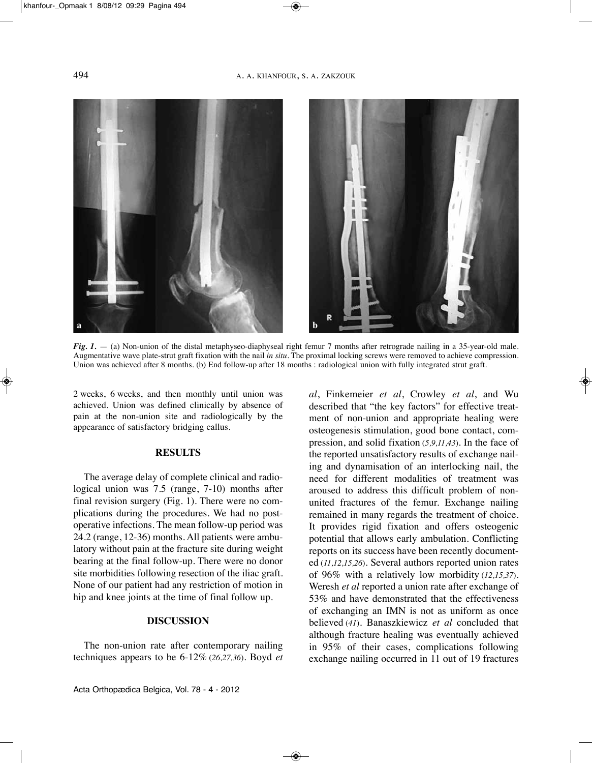*Fig. 1.* — (a) Non-union of the distal metaphyseo-diaphyseal right femur 7 months after retrograde nailing in a 35-year-old male. Augmentative wave plate-strut graft fixation with the nail *in situ*. The proximal locking screws were removed to achieve compression. Union was achieved after 8 months. (b) End follow-up after 18 months : radiological union with fully integrated strut graft.

2 weeks, 6 weeks, and then monthly until union was achieved. Union was defined clinically by absence of pain at the non-union site and radiologically by the appearance of satisfactory bridging callus.

## RESULTS

The average delay of complete clinical and radiological union was 7.5 (range, 7-10) months after final revision surgery (Fig. 1). There were no complications during the procedures. We had no postoperative infections. The mean follow-up period was 24.2 (range, 12-36) months. All patients were ambulatory without pain at the fracture site during weight bearing at the final follow-up. There were no donor site morbidities following resection of the iliac graft. None of our patient had any restriction of motion in hip and knee joints at the time of final follow up.

## DISCUSSION

The non-union rate after contemporary nailing techniques appears to be 6-12% (*26,27,36*). Boyd *et al*, Finkemeier *et al*, Crowley *et al*, and Wu described that "the key factors" for effective treatment of non-union and appropriate healing were osteogenesis stimulation, good bone contact, compression, and solid fixation (*5,9,11,43*). In the face of the reported unsatisfactory results of exchange nailing and dynamisation of an interlocking nail, the need for different modalities of treatment was aroused to address this difficult problem of non-united fractures of the femur. Exchange nailing remained in many regards the treatment of choice. It provides rigid fixation and offers osteogenic potential that allows early ambulation. Conflicting reports on its success have been recently documented (*11,12,15,26*). Several authors reported union rates of 96% with a relatively low morbidity (*12,15,37*). Weresh *et al* reported a union rate after exchange of 53% and have demonstrated that the effectiveness of exchanging an IMN is not as uniform as once believed (*41*). Banaszkiewicz *et al* concluded that although fracture healing was eventually achieved in 95% of their cases, complications following exchange nailing occurred in 11 out of 19 fractures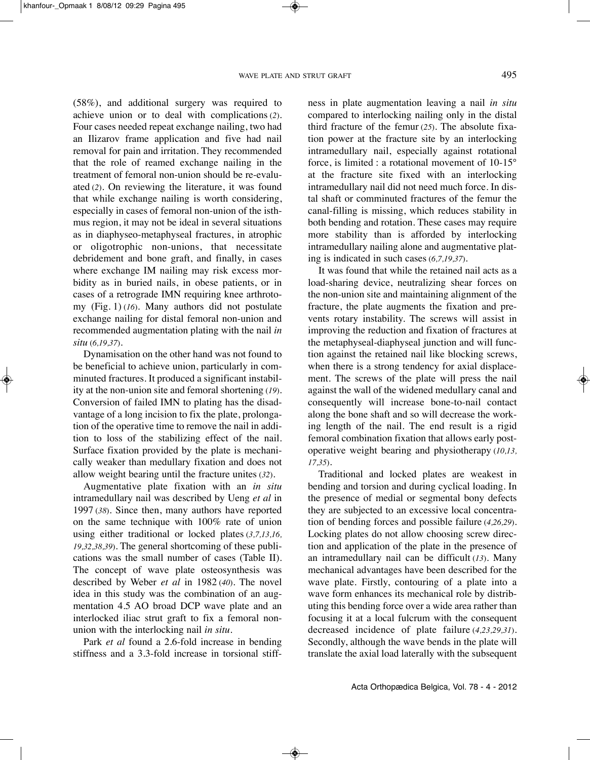(58%), and additional surgery was required to achieve union or to deal with complications (*2*). Four cases needed repeat exchange nailing, two had an Ilizarov frame application and five had nail removal for pain and irritation. They recommended that the role of reamed exchange nailing in the treatment of femoral non-union should be re-evaluated (*2*). On reviewing the literature, it was found that while exchange nailing is worth considering, especially in cases of femoral non-union of the isthmus region, it may not be ideal in several situations as in diaphyseo-metaphyseal fractures, in atrophic or oligotrophic non-unions, that necessitate debridement and bone graft, and finally, in cases where exchange IM nailing may risk excess morbidity as in buried nails, in obese patients, or in cases of a retrograde IMN requiring knee arthrotomy (Fig. 1) (*16*). Many authors did not postulate exchange nailing for distal femoral non-union and recommended augmentation plating with the nail *in situ* (*6,19,37*).

Dynamisation on the other hand was not found to be beneficial to achieve union, particularly in comminuted fractures. It produced a significant instability at the non-union site and femoral shortening (*19*). Conversion of failed IMN to plating has the disadvantage of a long incision to fix the plate, prolongation of the operative time to remove the nail in addition to loss of the stabilizing effect of the nail. Surface fixation provided by the plate is mechanically weaker than medullary fixation and does not allow weight bearing until the fracture unites (*32*).

Augmentative plate fixation with an *in situ* intramedullary nail was described by Ueng *et al* in 1997 (*38*). Since then, many authors have reported on the same technique with 100% rate of union using either traditional or locked plates (*3,7,13,16, 19,32,38,39*). The general shortcoming of these publications was the small number of cases (Table II). The concept of wave plate osteosynthesis was described by Weber *et al* in 1982 (*40*). The novel idea in this study was the combination of an augmentation 4.5 AO broad DCP wave plate and an interlocked iliac strut graft to fix a femoral non-union with the interlocking nail *in situ*.

Park *et al* found a 2.6-fold increase in bending stiffness and a 3.3-fold increase in torsional stiffness in plate augmentation leaving a nail *in situ* compared to interlocking nailing only in the distal third fracture of the femur (*25*). The absolute fixation power at the fracture site by an interlocking intramedullary nail, especially against rotational force, is limited : a rotational movement of 10-15° at the fracture site fixed with an interlocking intramedullary nail did not need much force. In distal shaft or comminuted fractures of the femur the canal-filling is missing, which reduces stability in both bending and rotation. These cases may require more stability than is afforded by interlocking intramedullary nailing alone and augmentative plating is indicated in such cases (*6,7,19,37*).

It was found that while the retained nail acts as a load-sharing device, neutralizing shear forces on the non-union site and maintaining alignment of the fracture, the plate augments the fixation and prevents rotary instability. The screws will assist in improving the reduction and fixation of fractures at the metaphyseal-diaphyseal junction and will function against the retained nail like blocking screws, when there is a strong tendency for axial displacement. The screws of the plate will press the nail against the wall of the widened medullary canal and consequently will increase bone-to-nail contact along the bone shaft and so will decrease the working length of the nail. The end result is a rigid femoral combination fixation that allows early postoperative weight bearing and physiotherapy (*10,13, 17,35*).

Traditional and locked plates are weakest in bending and torsion and during cyclical loading. In the presence of medial or segmental bony defects they are subjected to an excessive local concentration of bending forces and possible failure (*4,26,29*). Locking plates do not allow choosing screw direction and application of the plate in the presence of an intramedullary nail can be difficult (*13*). Many mechanical advantages have been described for the wave plate. Firstly, contouring of a plate into a wave form enhances its mechanical role by distributing this bending force over a wide area rather than focusing it at a local fulcrum with the consequent decreased incidence of plate failure (*4,23,29,31*). Secondly, although the wave bends in the plate will translate the axial load laterally with the subsequent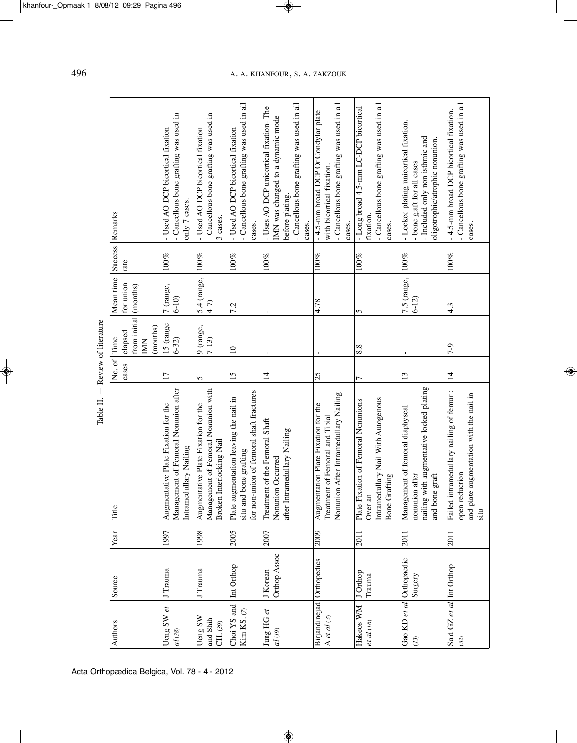Table II. — Review of literature

| Authors | Source | Year | Title | No. of cases | Time elapsed from initial IMN (months) | Mean time for union (months) | Success rate | Remarks |
|---|---|---|---|---|---|---|---|---|
| Ueng SW *et al* (38) | J Trauma | 1997 | Augmentative Plate Fixation for the Management of Femoral Nonunion after Intramedullary Nailing | 17 | 15 (range 6-32) | 7 (range, 6-10) | 100% | - Used AO DCP bicortical fixation<br>- Cancellous bone grafting was used in only 7 cases. |
| Ueng SW and Shih CH. (39) | J Trauma | 1998 | Augmentative Plate Fixation for the Management of Femoral Nonunion with Broken Interlocking Nail | 5 | 9 (range, 7-13) | 5.4 (range, 4-7) | 100% | - Used AO DCP bicortical fixation<br>- Cancellous bone grafting was used in 3 cases. |
| Choi YS and Kim KS. (7) | Int Orthop | 2005 | Plate augmentation leaving the nail in situ and bone grafting for non-union of femoral shaft fractures | 15 | 10 | 7.2 | 100% | - Used AO DCP bicortical fixation<br>- Cancellous bone grafting was used in all cases. |
| Jung HG *et al* (19) | J Korean Orthop Assoc | 2007 | Treatment of the Femoral Shaft Nonunion Occurred after Intramedullary Nailing | 14 | - | - | 100% | - Uses AO DCP unicortical fixation- The IMN was changed to a dynamic mode before plating.<br>- Cancellous bone grafting was used in all cases. |
| Birjandinejad A *et al* (3) | Orthopedics | 2009 | Augmentation Plate Fixation for the Treatment of Femoral and Tibial Nonunion After Intramedullary Nailing | 25 | - | 4.78 | 100% | - 4.5-mm broad DCP Or Condylar plate with bicortical fixation.<br>- Cancellous bone grafting was used in all cases. |
| Hakeos WM *et al* (16) | J Orthop Trauma | 2011 | Plate Fixation of Femoral Nonunions Over an Intramedullary Nail With Autogenous Bone Grafting | 7 | 8.8 | 5 | 100% | - Long broad 4.5-mm LC-DCP bicortical fixation.<br>- Cancellous bone grafting was used in all cases. |
| Gao KD *et al* (13) | Orthopaedic Surgery | 2011 | Management of femoral diaphyseal nonunion after nailing with augmentative locked plating and bone graft | 13 | - | 7.5 (range, 6-12) | 100% | - Locked plating unicortical fixation.<br>- bone graft for all cases.<br>- Included only non isthmic and oligotrophic/atrophic nonunion. |
| Said GZ *et al* (32) | Int Orthop | 2011 | Failed intramedullary nailing of femur : open reduction and plate augmentation with the nail in situ | 14 | 7-9 | 4.3 | 100% | - 4.5-mm broad DCP bicortical fixation.<br>- Cancellous bone grafting was used in all cases. |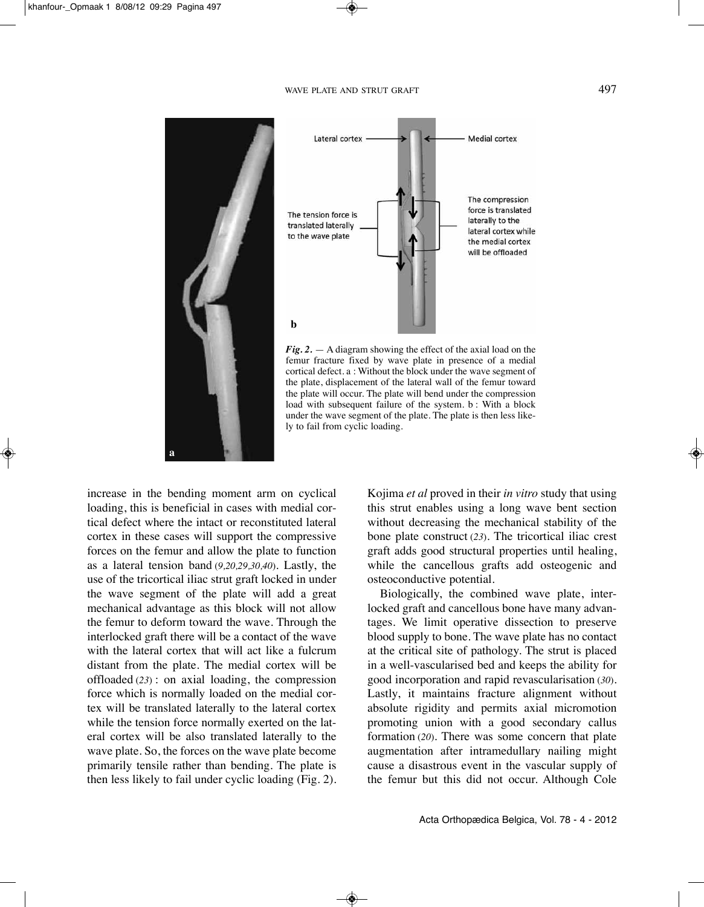*Fig. 2.* — A diagram showing the effect of the axial load on the femur fracture fixed by wave plate in presence of a medial cortical defect. a : Without the block under the wave segment of the plate, displacement of the lateral wall of the femur toward the plate will occur. The plate will bend under the compression load with subsequent failure of the system. b : With a block under the wave segment of the plate. The plate is then less likely to fail from cyclic loading.

increase in the bending moment arm on cyclical loading, this is beneficial in cases with medial cortical defect where the intact or reconstituted lateral cortex in these cases will support the compressive forces on the femur and allow the plate to function as a lateral tension band (*9,20,29,30,40*). Lastly, the use of the tricortical iliac strut graft locked in under the wave segment of the plate will add a great mechanical advantage as this block will not allow the femur to deform toward the wave. Through the interlocked graft there will be a contact of the wave with the lateral cortex that will act like a fulcrum distant from the plate. The medial cortex will be offloaded (*23*) : on axial loading, the compression force which is normally loaded on the medial cortex will be translated laterally to the lateral cortex while the tension force normally exerted on the lateral cortex will be also translated laterally to the wave plate. So, the forces on the wave plate become primarily tensile rather than bending. The plate is then less likely to fail under cyclic loading (Fig. 2). Kojima *et al* proved in their *in vitro* study that using this strut enables using a long wave bent section without decreasing the mechanical stability of the bone plate construct (*23*). The tricortical iliac crest graft adds good structural properties until healing, while the cancellous grafts add osteogenic and osteoconductive potential.

Biologically, the combined wave plate, interlocked graft and cancellous bone have many advantages. We limit operative dissection to preserve blood supply to bone. The wave plate has no contact at the critical site of pathology. The strut is placed in a well-vascularised bed and keeps the ability for good incorporation and rapid revascularisation (*30*). Lastly, it maintains fracture alignment without absolute rigidity and permits axial micromotion promoting union with a good secondary callus formation (*20*). There was some concern that plate augmentation after intramedullary nailing might cause a disastrous event in the vascular supply of the femur but this did not occur. Although Cole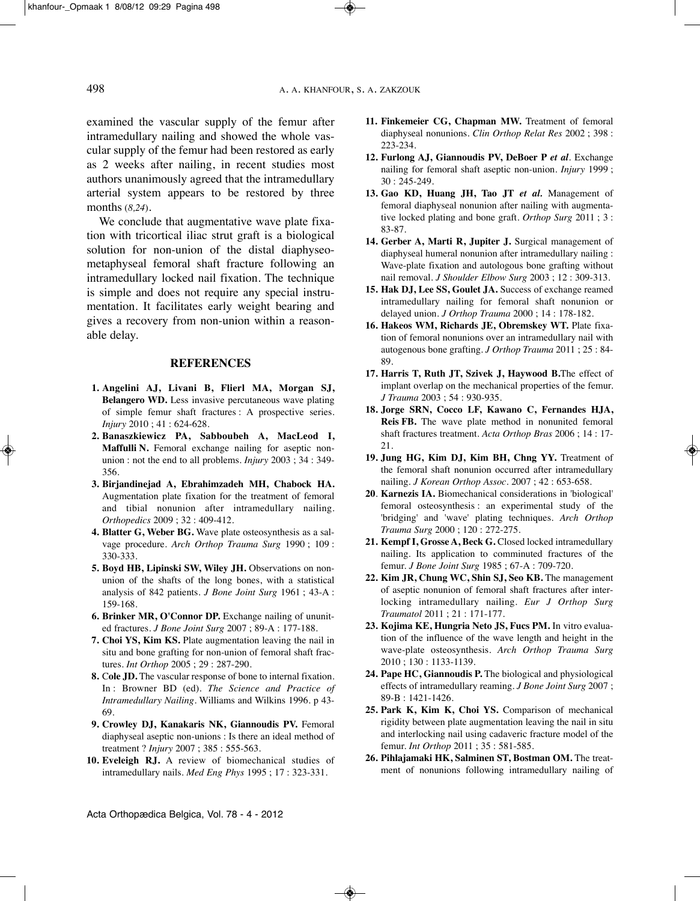examined the vascular supply of the femur after intramedullary nailing and showed the whole vascular supply of the femur had been restored as early as 2 weeks after nailing, in recent studies most authors unanimously agreed that the intramedullary arterial system appears to be restored by three months (*8,24*).

We conclude that augmentative wave plate fixation with tricortical iliac strut graft is a biological solution for non-union of the distal diaphyseometaphyseal femoral shaft fracture following an intramedullary locked nail fixation. The technique is simple and does not require any special instrumentation. It facilitates early weight bearing and gives a recovery from non-union within a reasonable delay.

## REFERENCES

1. **Angelini AJ, Livani B, Flierl MA, Morgan SJ, Belangero WD.** Less invasive percutaneous wave plating of simple femur shaft fractures : A prospective series. *Injury* 2010 ; 41 : 624-628.
2. **Banaszkiewicz PA, Sabboubeh A, MacLeod I, Maffulli N.** Femoral exchange nailing for aseptic nonunion : not the end to all problems. *Injury* 2003 ; 34 : 349-356.
3. **Birjandinejad A, Ebrahimzadeh MH, Chabock HA.** Augmentation plate fixation for the treatment of femoral and tibial nonunion after intramedullary nailing. *Orthopedics* 2009 ; 32 : 409-412.
4. **Blatter G, Weber BG.** Wave plate osteosynthesis as a salvage procedure. *Arch Orthop Trauma Surg* 1990 ; 109 : 330-333.
5. **Boyd HB, Lipinski SW, Wiley JH.** Observations on nonunion of the shafts of the long bones, with a statistical analysis of 842 patients. *J Bone Joint Surg* 1961 ; 43-A : 159-168.
6. **Brinker MR, O'Connor DP.** Exchange nailing of ununited fractures. *J Bone Joint Surg* 2007 ; 89-A : 177-188.
7. **Choi YS, Kim KS.** Plate augmentation leaving the nail in situ and bone grafting for non-union of femoral shaft fractures. *Int Orthop* 2005 ; 29 : 287-290.
8. **Cole JD.** The vascular response of bone to internal fixation. In : Browner BD (ed). *The Science and Practice of Intramedullary Nailing*. Williams and Wilkins 1996. p 43-69.
9. **Crowley DJ, Kanakaris NK, Giannoudis PV.** Femoral diaphyseal aseptic non-unions : Is there an ideal method of treatment ? *Injury* 2007 ; 385 : 555-563.
10. **Eveleigh RJ.** A review of biomechanical studies of intramedullary nails. *Med Eng Phys* 1995 ; 17 : 323-331.
11. **Finkemeier CG, Chapman MW.** Treatment of femoral diaphyseal nonunions. *Clin Orthop Relat Res* 2002 ; 398 : 223-234.
12. **Furlong AJ, Giannoudis PV, DeBoer P *et al*.** Exchange nailing for femoral shaft aseptic non-union. *Injury* 1999 ; 30 : 245-249.
13. **Gao KD, Huang JH, Tao JT *et al.*** Management of femoral diaphyseal nonunion after nailing with augmentative locked plating and bone graft. *Orthop Surg* 2011 ; 3 : 83-87.
14. **Gerber A, Marti R, Jupiter J.** Surgical management of diaphyseal humeral nonunion after intramedullary nailing : Wave-plate fixation and autologous bone grafting without nail removal. *J Shoulder Elbow Surg* 2003 ; 12 : 309-313.
15. **Hak DJ, Lee SS, Goulet JA.** Success of exchange reamed intramedullary nailing for femoral shaft nonunion or delayed union. *J Orthop Trauma* 2000 ; 14 : 178-182.
16. **Hakeos WM, Richards JE, Obremskey WT.** Plate fixation of femoral nonunions over an intramedullary nail with autogenous bone grafting. *J Orthop Trauma* 2011 ; 25 : 84-89.
17. **Harris T, Ruth JT, Szivek J, Haywood B.** The effect of implant overlap on the mechanical properties of the femur. *J Trauma* 2003 ; 54 : 930-935.
18. **Jorge SRN, Cocco LF, Kawano C, Fernandes HJA, Reis FB.** The wave plate method in nonunited femoral shaft fractures treatment. *Acta Orthop Bras* 2006 ; 14 : 17-21.
19. **Jung HG, Kim DJ, Kim BH, Chng YY.** Treatment of the femoral shaft nonunion occurred after intramedullary nailing. *J Korean Orthop Assoc*. 2007 ; 42 : 653-658.
20. **Karnezis IA.** Biomechanical considerations in 'biological' femoral osteosynthesis : an experimental study of the 'bridging' and 'wave' plating techniques. *Arch Orthop Trauma Surg* 2000 ; 120 : 272-275.
21. **Kempf I, Grosse A, Beck G.** Closed locked intramedullary nailing. Its application to comminuted fractures of the femur. *J Bone Joint Surg* 1985 ; 67-A : 709-720.
22. **Kim JR, Chung WC, Shin SJ, Seo KB.** The management of aseptic nonunion of femoral shaft fractures after interlocking intramedullary nailing. *Eur J Orthop Surg Traumatol* 2011 ; 21 : 171-177.
23. **Kojima KE, Hungria Neto JS, Fucs PM.** In vitro evaluation of the influence of the wave length and height in the wave-plate osteosynthesis. *Arch Orthop Trauma Surg* 2010 ; 130 : 1133-1139.
24. **Pape HC, Giannoudis P.** The biological and physiological effects of intramedullary reaming. *J Bone Joint Surg* 2007 ; 89-B : 1421-1426.
25. **Park K, Kim K, Choi YS.** Comparison of mechanical rigidity between plate augmentation leaving the nail in situ and interlocking nail using cadaveric fracture model of the femur. *Int Orthop* 2011 ; 35 : 581-585.
26. **Pihlajamaki HK, Salminen ST, Bostman OM.** The treatment of nonunions following intramedullary nailing of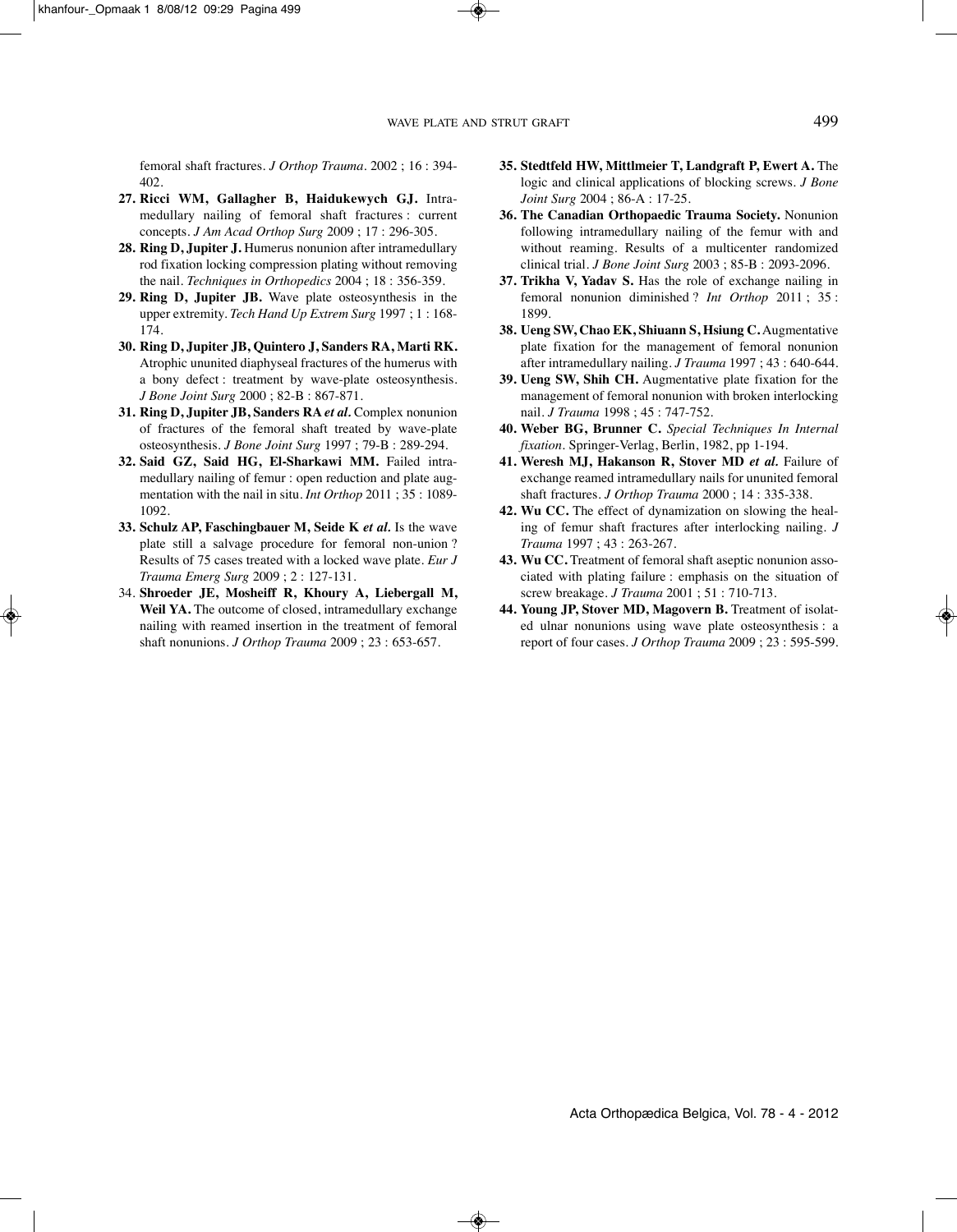femoral shaft fractures. *J Orthop Trauma*. 2002 ; 16 : 394-402.

**27. Ricci WM, Gallagher B, Haidukewych GJ.** Intramedullary nailing of femoral shaft fractures : current concepts. *J Am Acad Orthop Surg* 2009 ; 17 : 296-305.

**28. Ring D, Jupiter J.** Humerus nonunion after intramedullary rod fixation locking compression plating without removing the nail. *Techniques in Orthopedics* 2004 ; 18 : 356-359.

**29. Ring D, Jupiter JB.** Wave plate osteosynthesis in the upper extremity. *Tech Hand Up Extrem Surg* 1997 ; 1 : 168-174.

**30. Ring D, Jupiter JB, Quintero J, Sanders RA, Marti RK.** Atrophic ununited diaphyseal fractures of the humerus with a bony defect : treatment by wave-plate osteosynthesis. *J Bone Joint Surg* 2000 ; 82-B : 867-871.

**31. Ring D, Jupiter JB, Sanders RA *et al.*** Complex nonunion of fractures of the femoral shaft treated by wave-plate osteosynthesis. *J Bone Joint Surg* 1997 ; 79-B : 289-294.

**32. Said GZ, Said HG, El-Sharkawi MM.** Failed intramedullary nailing of femur : open reduction and plate augmentation with the nail in situ. *Int Orthop* 2011 ; 35 : 1089-1092.

**33. Schulz AP, Faschingbauer M, Seide K *et al.*** Is the wave plate still a salvage procedure for femoral non-union ? Results of 75 cases treated with a locked wave plate. *Eur J Trauma Emerg Surg* 2009 ; 2 : 127-131.

34. **Shroeder JE, Mosheiff R, Khoury A, Liebergall M, Weil YA.** The outcome of closed, intramedullary exchange nailing with reamed insertion in the treatment of femoral shaft nonunions. *J Orthop Trauma* 2009 ; 23 : 653-657.

**35. Stedtfeld HW, Mittlmeier T, Landgraft P, Ewert A.** The logic and clinical applications of blocking screws. *J Bone Joint Surg* 2004 ; 86-A : 17-25.

**36. The Canadian Orthopaedic Trauma Society.** Nonunion following intramedullary nailing of the femur with and without reaming. Results of a multicenter randomized clinical trial. *J Bone Joint Surg* 2003 ; 85-B : 2093-2096.

**37. Trikha V, Yadav S.** Has the role of exchange nailing in femoral nonunion diminished ? *Int Orthop* 2011 ; 35 : 1899.

**38. Ueng SW, Chao EK, Shiuann S, Hsiung C.** Augmentative plate fixation for the management of femoral nonunion after intramedullary nailing. *J Trauma* 1997 ; 43 : 640-644.

**39. Ueng SW, Shih CH.** Augmentative plate fixation for the management of femoral nonunion with broken interlocking nail. *J Trauma* 1998 ; 45 : 747-752.

**40. Weber BG, Brunner C.** *Special Techniques In Internal fixation*. Springer-Verlag, Berlin, 1982, pp 1-194.

**41. Weresh MJ, Hakanson R, Stover MD *et al.*** Failure of exchange reamed intramedullary nails for ununited femoral shaft fractures. *J Orthop Trauma* 2000 ; 14 : 335-338.

**42. Wu CC.** The effect of dynamization on slowing the healing of femur shaft fractures after interlocking nailing. *J Trauma* 1997 ; 43 : 263-267.

**43. Wu CC.** Treatment of femoral shaft aseptic nonunion associated with plating failure : emphasis on the situation of screw breakage. *J Trauma* 2001 ; 51 : 710-713.

**44. Young JP, Stover MD, Magovern B.** Treatment of isolated ulnar nonunions using wave plate osteosynthesis : a report of four cases. *J Orthop Trauma* 2009 ; 23 : 595-599.